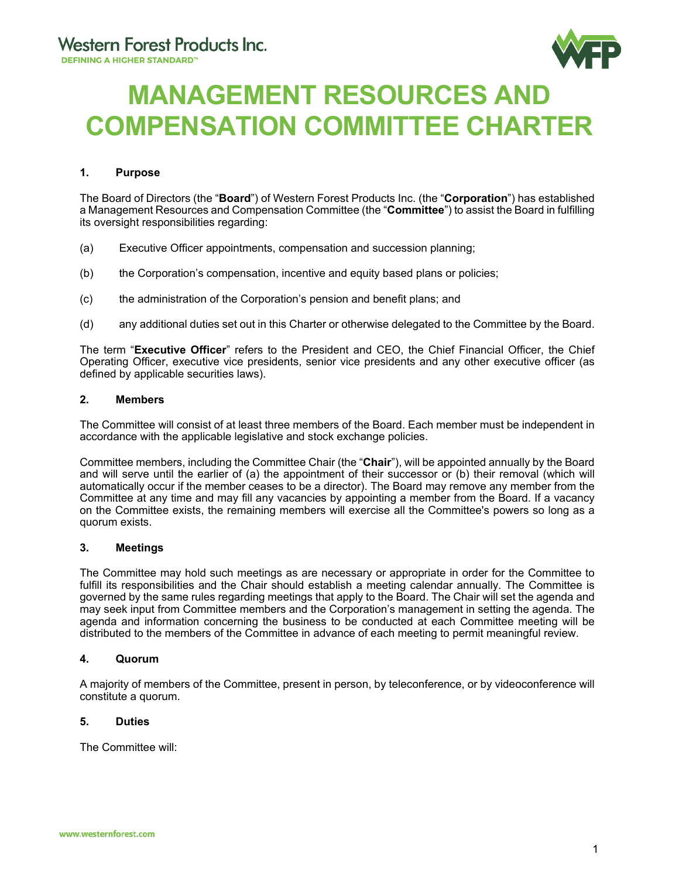# MANAGEMENT RESOURCES AND COMPENSATION COMMITTEE CHARTER

## 1. Purpose

The Board of Directors (the "**Board**") of Western Forest Products Inc. (the "**Corporation**") has established a Management Resources and Compensation Committee (the "**Committee**") to assist the Board in fulfilling its oversight responsibilities regarding:

(a) Executive Officer appointments, compensation and succession planning;

(b) the Corporation's compensation, incentive and equity based plans or policies;

(c) the administration of the Corporation's pension and benefit plans; and

(d) any additional duties set out in this Charter or otherwise delegated to the Committee by the Board.

The term "**Executive Officer**" refers to the President and CEO, the Chief Financial Officer, the Chief Operating Officer, executive vice presidents, senior vice presidents and any other executive officer (as defined by applicable securities laws).

## 2. Members

The Committee will consist of at least three members of the Board. Each member must be independent in accordance with the applicable legislative and stock exchange policies.

Committee members, including the Committee Chair (the "**Chair**"), will be appointed annually by the Board and will serve until the earlier of (a) the appointment of their successor or (b) their removal (which will automatically occur if the member ceases to be a director). The Board may remove any member from the Committee at any time and may fill any vacancies by appointing a member from the Board. If a vacancy on the Committee exists, the remaining members will exercise all the Committee's powers so long as a quorum exists.

## 3. Meetings

The Committee may hold such meetings as are necessary or appropriate in order for the Committee to fulfill its responsibilities and the Chair should establish a meeting calendar annually. The Committee is governed by the same rules regarding meetings that apply to the Board. The Chair will set the agenda and may seek input from Committee members and the Corporation's management in setting the agenda. The agenda and information concerning the business to be conducted at each Committee meeting will be distributed to the members of the Committee in advance of each meeting to permit meaningful review.

## 4. Quorum

A majority of members of the Committee, present in person, by teleconference, or by videoconference will constitute a quorum.

## 5. Duties

The Committee will: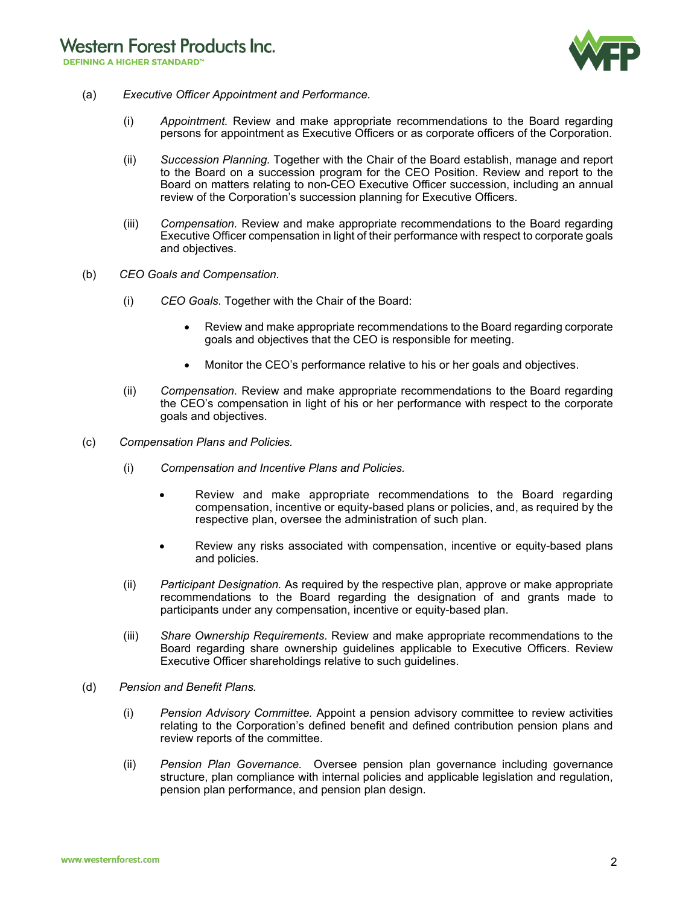(a) *Executive Officer Appointment and Performance.*

(i) *Appointment.* Review and make appropriate recommendations to the Board regarding persons for appointment as Executive Officers or as corporate officers of the Corporation.

(ii) *Succession Planning.* Together with the Chair of the Board establish, manage and report to the Board on a succession program for the CEO Position. Review and report to the Board on matters relating to non-CEO Executive Officer succession, including an annual review of the Corporation's succession planning for Executive Officers.

(iii) *Compensation.* Review and make appropriate recommendations to the Board regarding Executive Officer compensation in light of their performance with respect to corporate goals and objectives.

(b) *CEO Goals and Compensation.*

(i) *CEO Goals.* Together with the Chair of the Board:

- Review and make appropriate recommendations to the Board regarding corporate goals and objectives that the CEO is responsible for meeting.
- Monitor the CEO's performance relative to his or her goals and objectives.

(ii) *Compensation.* Review and make appropriate recommendations to the Board regarding the CEO's compensation in light of his or her performance with respect to the corporate goals and objectives.

(c) *Compensation Plans and Policies.*

(i) *Compensation and Incentive Plans and Policies.*

- Review and make appropriate recommendations to the Board regarding compensation, incentive or equity-based plans or policies, and, as required by the respective plan, oversee the administration of such plan.
- Review any risks associated with compensation, incentive or equity-based plans and policies.

(ii) *Participant Designation.* As required by the respective plan, approve or make appropriate recommendations to the Board regarding the designation of and grants made to participants under any compensation, incentive or equity-based plan.

(iii) *Share Ownership Requirements.* Review and make appropriate recommendations to the Board regarding share ownership guidelines applicable to Executive Officers. Review Executive Officer shareholdings relative to such guidelines.

(d) *Pension and Benefit Plans.*

(i) *Pension Advisory Committee.* Appoint a pension advisory committee to review activities relating to the Corporation's defined benefit and defined contribution pension plans and review reports of the committee.

(ii) *Pension Plan Governance.* Oversee pension plan governance including governance structure, plan compliance with internal policies and applicable legislation and regulation, pension plan performance, and pension plan design.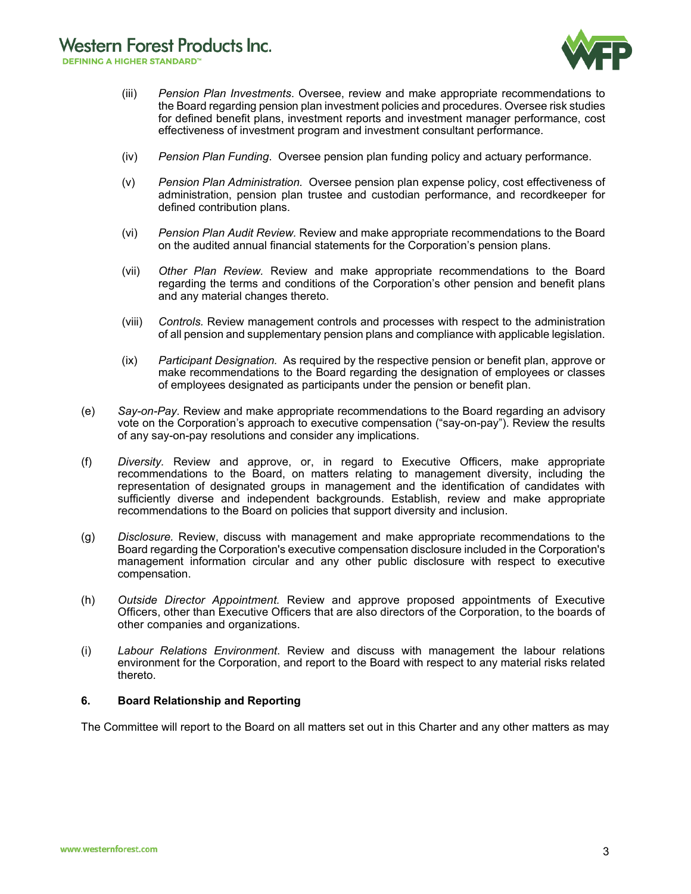(iii) *Pension Plan Investments*. Oversee, review and make appropriate recommendations to the Board regarding pension plan investment policies and procedures. Oversee risk studies for defined benefit plans, investment reports and investment manager performance, cost effectiveness of investment program and investment consultant performance.

(iv) *Pension Plan Funding*. Oversee pension plan funding policy and actuary performance.

(v) *Pension Plan Administration.* Oversee pension plan expense policy, cost effectiveness of administration, pension plan trustee and custodian performance, and recordkeeper for defined contribution plans.

(vi) *Pension Plan Audit Review.* Review and make appropriate recommendations to the Board on the audited annual financial statements for the Corporation's pension plans.

(vii) *Other Plan Review.* Review and make appropriate recommendations to the Board regarding the terms and conditions of the Corporation's other pension and benefit plans and any material changes thereto.

(viii) *Controls.* Review management controls and processes with respect to the administration of all pension and supplementary pension plans and compliance with applicable legislation.

(ix) *Participant Designation.* As required by the respective pension or benefit plan, approve or make recommendations to the Board regarding the designation of employees or classes of employees designated as participants under the pension or benefit plan.

(e) *Say-on-Pay*. Review and make appropriate recommendations to the Board regarding an advisory vote on the Corporation's approach to executive compensation ("say-on-pay"). Review the results of any say-on-pay resolutions and consider any implications.

(f) *Diversity*. Review and approve, or, in regard to Executive Officers, make appropriate recommendations to the Board, on matters relating to management diversity, including the representation of designated groups in management and the identification of candidates with sufficiently diverse and independent backgrounds. Establish, review and make appropriate recommendations to the Board on policies that support diversity and inclusion.

(g) *Disclosure.* Review, discuss with management and make appropriate recommendations to the Board regarding the Corporation's executive compensation disclosure included in the Corporation's management information circular and any other public disclosure with respect to executive compensation.

(h) *Outside Director Appointment.* Review and approve proposed appointments of Executive Officers, other than Executive Officers that are also directors of the Corporation, to the boards of other companies and organizations.

(i) *Labour Relations Environment*. Review and discuss with management the labour relations environment for the Corporation, and report to the Board with respect to any material risks related thereto.

### 6. Board Relationship and Reporting

The Committee will report to the Board on all matters set out in this Charter and any other matters as may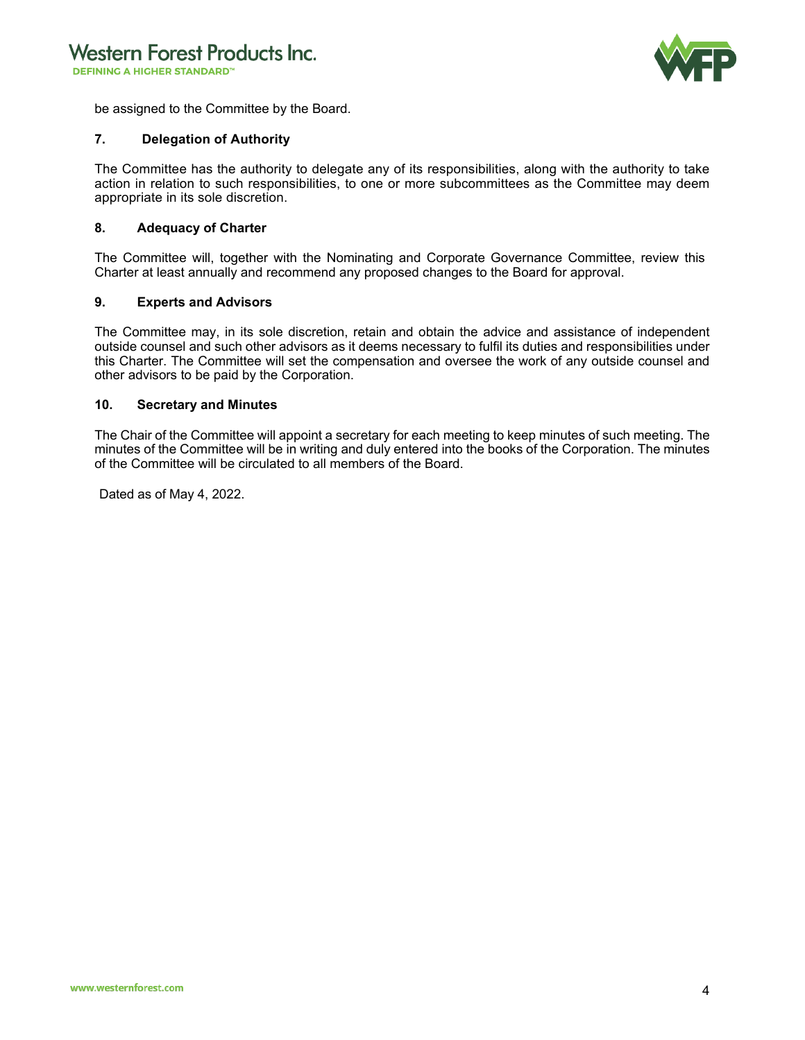be assigned to the Committee by the Board.

**7. Delegation of Authority**

The Committee has the authority to delegate any of its responsibilities, along with the authority to take action in relation to such responsibilities, to one or more subcommittees as the Committee may deem appropriate in its sole discretion.

**8. Adequacy of Charter**

The Committee will, together with the Nominating and Corporate Governance Committee, review this Charter at least annually and recommend any proposed changes to the Board for approval.

**9. Experts and Advisors**

The Committee may, in its sole discretion, retain and obtain the advice and assistance of independent outside counsel and such other advisors as it deems necessary to fulfil its duties and responsibilities under this Charter. The Committee will set the compensation and oversee the work of any outside counsel and other advisors to be paid by the Corporation.

**10. Secretary and Minutes**

The Chair of the Committee will appoint a secretary for each meeting to keep minutes of such meeting. The minutes of the Committee will be in writing and duly entered into the books of the Corporation. The minutes of the Committee will be circulated to all members of the Board.

Dated as of May 4, 2022.